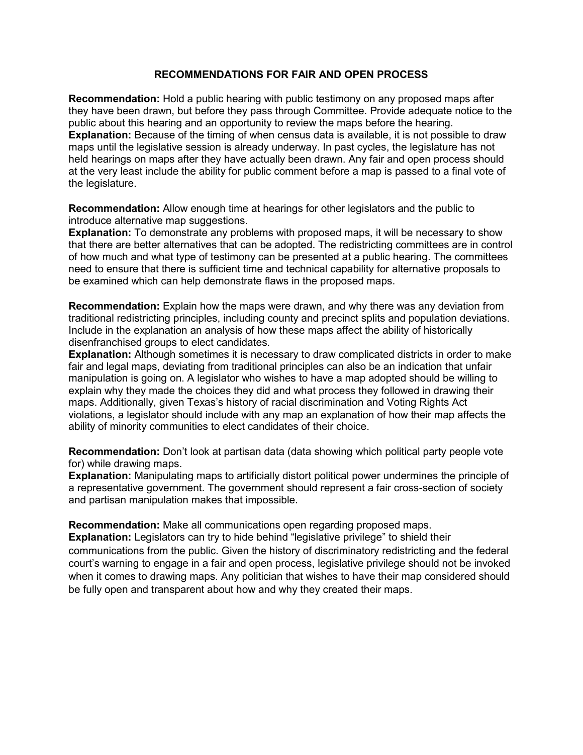## RECOMMENDATIONS FOR FAIR AND OPEN PROCESS

**Recommendation:** Hold a public hearing with public testimony on any proposed maps after they have been drawn, but before they pass through Committee. Provide adequate notice to the public about this hearing and an opportunity to review the maps before the hearing.
**Explanation:** Because of the timing of when census data is available, it is not possible to draw maps until the legislative session is already underway. In past cycles, the legislature has not held hearings on maps after they have actually been drawn. Any fair and open process should at the very least include the ability for public comment before a map is passed to a final vote of the legislature.

**Recommendation:** Allow enough time at hearings for other legislators and the public to introduce alternative map suggestions.
**Explanation:** To demonstrate any problems with proposed maps, it will be necessary to show that there are better alternatives that can be adopted. The redistricting committees are in control of how much and what type of testimony can be presented at a public hearing. The committees need to ensure that there is sufficient time and technical capability for alternative proposals to be examined which can help demonstrate flaws in the proposed maps.

**Recommendation:** Explain how the maps were drawn, and why there was any deviation from traditional redistricting principles, including county and precinct splits and population deviations. Include in the explanation an analysis of how these maps affect the ability of historically disenfranchised groups to elect candidates.
**Explanation:** Although sometimes it is necessary to draw complicated districts in order to make fair and legal maps, deviating from traditional principles can also be an indication that unfair manipulation is going on. A legislator who wishes to have a map adopted should be willing to explain why they made the choices they did and what process they followed in drawing their maps. Additionally, given Texas's history of racial discrimination and Voting Rights Act violations, a legislator should include with any map an explanation of how their map affects the ability of minority communities to elect candidates of their choice.

**Recommendation:** Don't look at partisan data (data showing which political party people vote for) while drawing maps.
**Explanation:** Manipulating maps to artificially distort political power undermines the principle of a representative government. The government should represent a fair cross-section of society and partisan manipulation makes that impossible.

**Recommendation:** Make all communications open regarding proposed maps.
**Explanation:** Legislators can try to hide behind "legislative privilege" to shield their communications from the public. Given the history of discriminatory redistricting and the federal court's warning to engage in a fair and open process, legislative privilege should not be invoked when it comes to drawing maps. Any politician that wishes to have their map considered should be fully open and transparent about how and why they created their maps.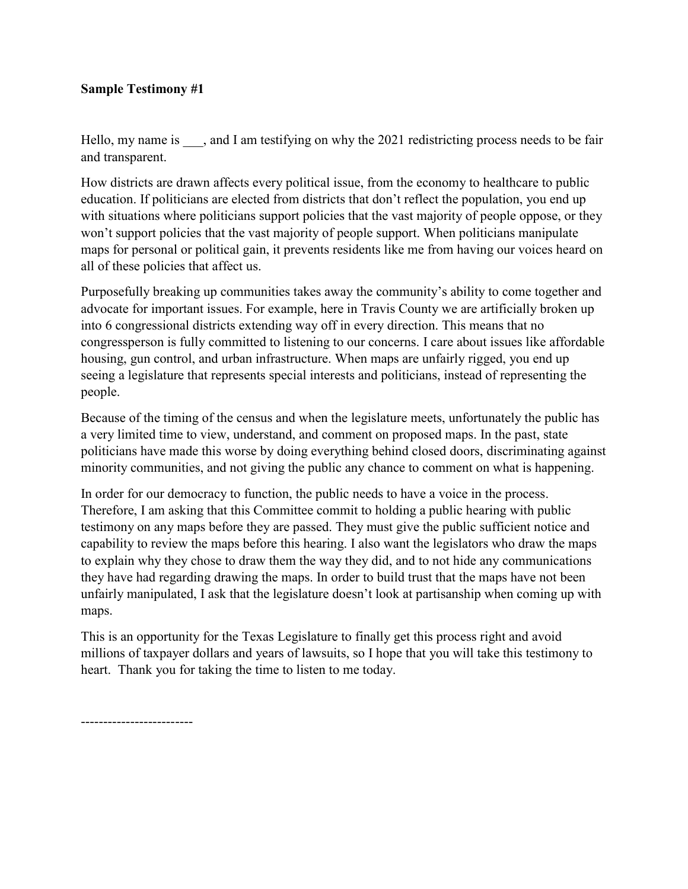**Sample Testimony #1**

Hello, my name is ___, and I am testifying on why the 2021 redistricting process needs to be fair and transparent.

How districts are drawn affects every political issue, from the economy to healthcare to public education. If politicians are elected from districts that don't reflect the population, you end up with situations where politicians support policies that the vast majority of people oppose, or they won't support policies that the vast majority of people support. When politicians manipulate maps for personal or political gain, it prevents residents like me from having our voices heard on all of these policies that affect us.

Purposefully breaking up communities takes away the community's ability to come together and advocate for important issues. For example, here in Travis County we are artificially broken up into 6 congressional districts extending way off in every direction. This means that no congressperson is fully committed to listening to our concerns. I care about issues like affordable housing, gun control, and urban infrastructure. When maps are unfairly rigged, you end up seeing a legislature that represents special interests and politicians, instead of representing the people.

Because of the timing of the census and when the legislature meets, unfortunately the public has a very limited time to view, understand, and comment on proposed maps. In the past, state politicians have made this worse by doing everything behind closed doors, discriminating against minority communities, and not giving the public any chance to comment on what is happening.

In order for our democracy to function, the public needs to have a voice in the process. Therefore, I am asking that this Committee commit to holding a public hearing with public testimony on any maps before they are passed. They must give the public sufficient notice and capability to review the maps before this hearing. I also want the legislators who draw the maps to explain why they chose to draw them the way they did, and to not hide any communications they have had regarding drawing the maps. In order to build trust that the maps have not been unfairly manipulated, I ask that the legislature doesn't look at partisanship when coming up with maps.

This is an opportunity for the Texas Legislature to finally get this process right and avoid millions of taxpayer dollars and years of lawsuits, so I hope that you will take this testimony to heart. Thank you for taking the time to listen to me today.

-------------------------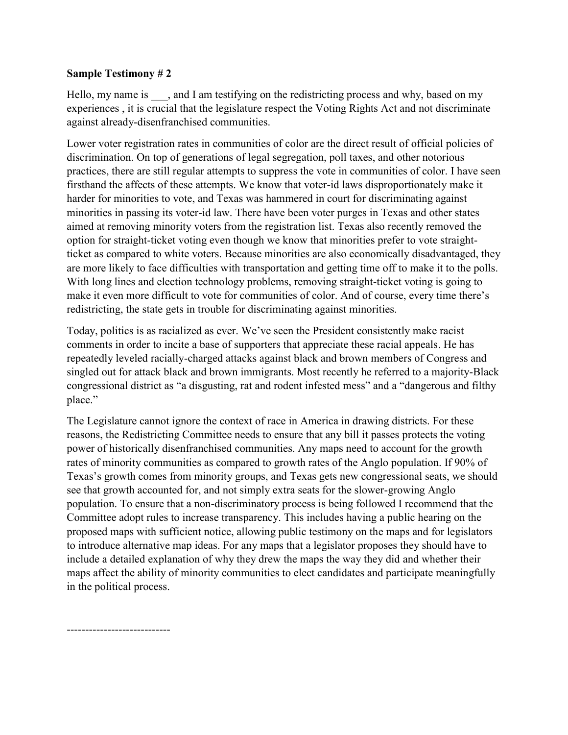**Sample Testimony # 2**

Hello, my name is ___, and I am testifying on the redistricting process and why, based on my experiences , it is crucial that the legislature respect the Voting Rights Act and not discriminate against already-disenfranchised communities.

Lower voter registration rates in communities of color are the direct result of official policies of discrimination. On top of generations of legal segregation, poll taxes, and other notorious practices, there are still regular attempts to suppress the vote in communities of color. I have seen firsthand the affects of these attempts. We know that voter-id laws disproportionately make it harder for minorities to vote, and Texas was hammered in court for discriminating against minorities in passing its voter-id law. There have been voter purges in Texas and other states aimed at removing minority voters from the registration list. Texas also recently removed the option for straight-ticket voting even though we know that minorities prefer to vote straight-ticket as compared to white voters. Because minorities are also economically disadvantaged, they are more likely to face difficulties with transportation and getting time off to make it to the polls. With long lines and election technology problems, removing straight-ticket voting is going to make it even more difficult to vote for communities of color. And of course, every time there's redistricting, the state gets in trouble for discriminating against minorities.

Today, politics is as racialized as ever. We've seen the President consistently make racist comments in order to incite a base of supporters that appreciate these racial appeals. He has repeatedly leveled racially-charged attacks against black and brown members of Congress and singled out for attack black and brown immigrants. Most recently he referred to a majority-Black congressional district as "a disgusting, rat and rodent infested mess" and a "dangerous and filthy place."

The Legislature cannot ignore the context of race in America in drawing districts. For these reasons, the Redistricting Committee needs to ensure that any bill it passes protects the voting power of historically disenfranchised communities. Any maps need to account for the growth rates of minority communities as compared to growth rates of the Anglo population. If 90% of Texas's growth comes from minority groups, and Texas gets new congressional seats, we should see that growth accounted for, and not simply extra seats for the slower-growing Anglo population. To ensure that a non-discriminatory process is being followed I recommend that the Committee adopt rules to increase transparency. This includes having a public hearing on the proposed maps with sufficient notice, allowing public testimony on the maps and for legislators to introduce alternative map ideas. For any maps that a legislator proposes they should have to include a detailed explanation of why they drew the maps the way they did and whether their maps affect the ability of minority communities to elect candidates and participate meaningfully in the political process.

---------------------------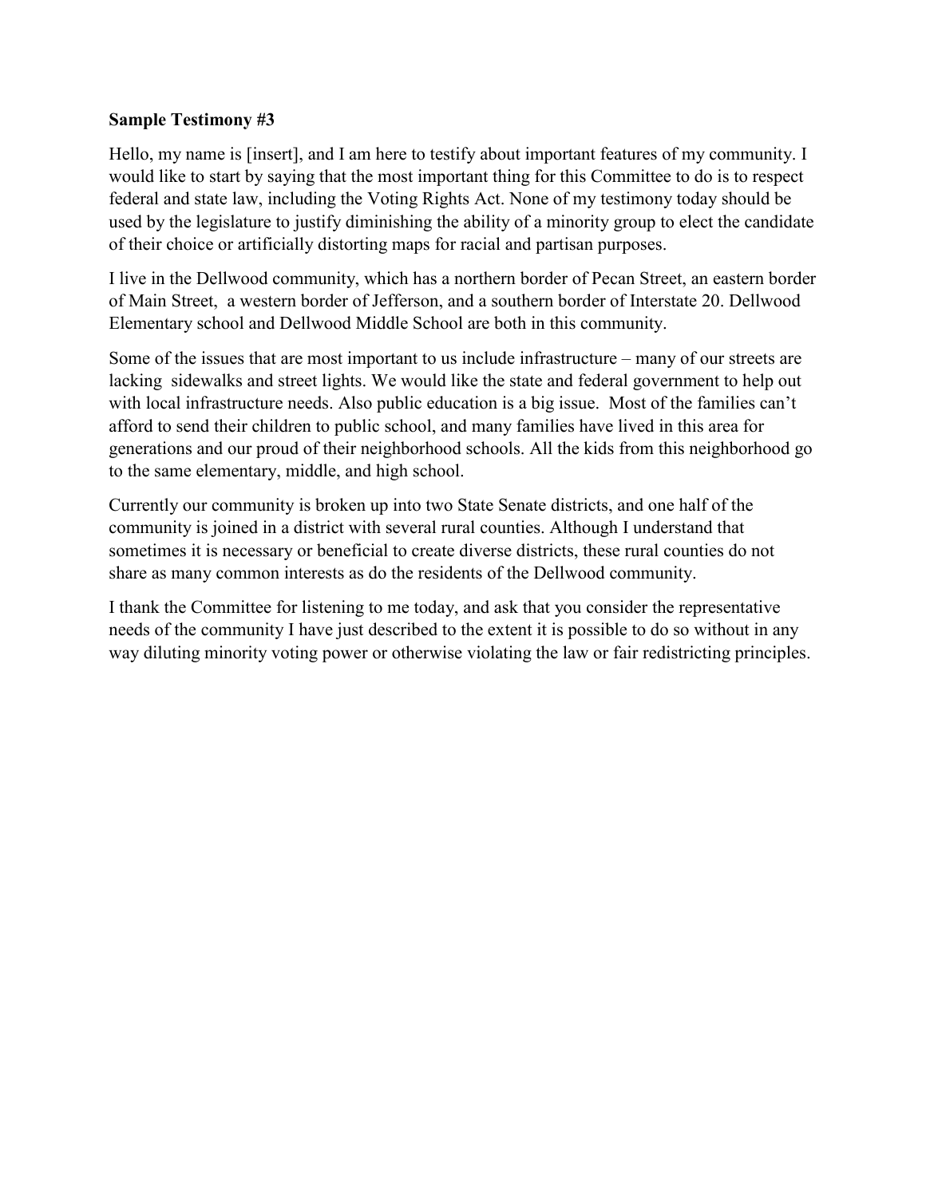**Sample Testimony #3**

Hello, my name is [insert], and I am here to testify about important features of my community. I would like to start by saying that the most important thing for this Committee to do is to respect federal and state law, including the Voting Rights Act. None of my testimony today should be used by the legislature to justify diminishing the ability of a minority group to elect the candidate of their choice or artificially distorting maps for racial and partisan purposes.

I live in the Dellwood community, which has a northern border of Pecan Street, an eastern border of Main Street, a western border of Jefferson, and a southern border of Interstate 20. Dellwood Elementary school and Dellwood Middle School are both in this community.

Some of the issues that are most important to us include infrastructure – many of our streets are lacking sidewalks and street lights. We would like the state and federal government to help out with local infrastructure needs. Also public education is a big issue. Most of the families can't afford to send their children to public school, and many families have lived in this area for generations and our proud of their neighborhood schools. All the kids from this neighborhood go to the same elementary, middle, and high school.

Currently our community is broken up into two State Senate districts, and one half of the community is joined in a district with several rural counties. Although I understand that sometimes it is necessary or beneficial to create diverse districts, these rural counties do not share as many common interests as do the residents of the Dellwood community.

I thank the Committee for listening to me today, and ask that you consider the representative needs of the community I have just described to the extent it is possible to do so without in any way diluting minority voting power or otherwise violating the law or fair redistricting principles.